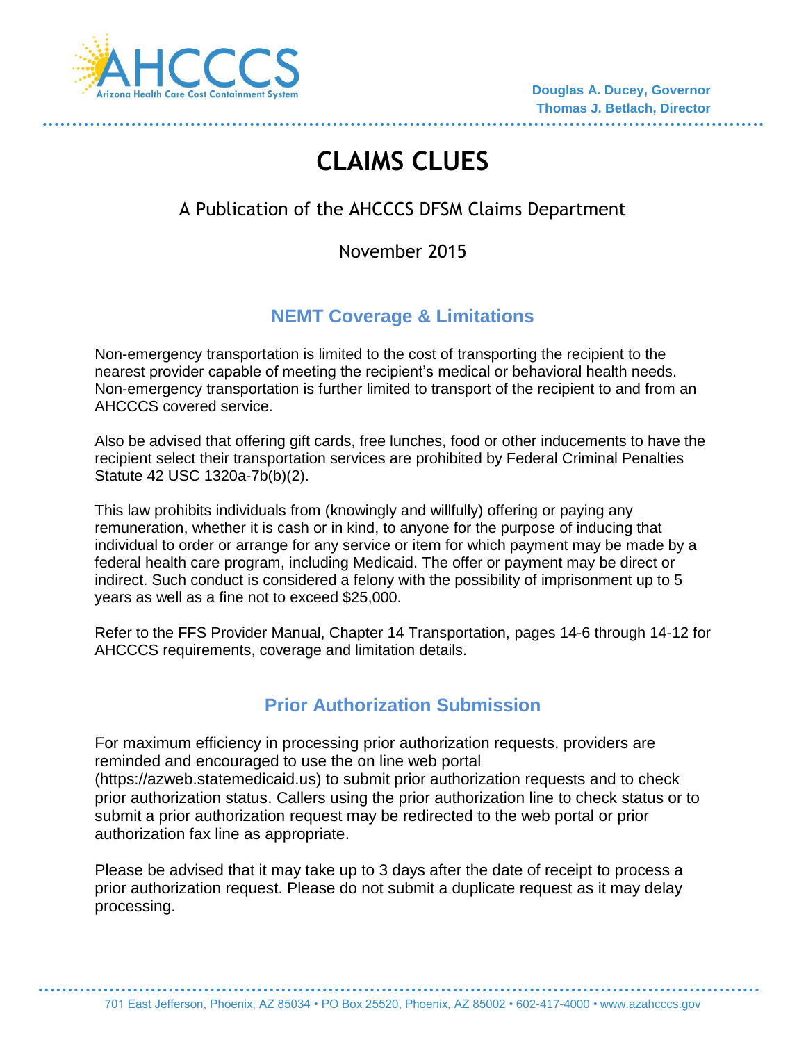Douglas A. Ducey, Governor
Thomas J. Betlach, Director

# CLAIMS CLUES

A Publication of the AHCCCS DFSM Claims Department

November 2015

## NEMT Coverage & Limitations

Non-emergency transportation is limited to the cost of transporting the recipient to the nearest provider capable of meeting the recipient's medical or behavioral health needs. Non-emergency transportation is further limited to transport of the recipient to and from an AHCCCS covered service.

Also be advised that offering gift cards, free lunches, food or other inducements to have the recipient select their transportation services are prohibited by Federal Criminal Penalties Statute 42 USC 1320a-7b(b)(2).

This law prohibits individuals from (knowingly and willfully) offering or paying any remuneration, whether it is cash or in kind, to anyone for the purpose of inducing that individual to order or arrange for any service or item for which payment may be made by a federal health care program, including Medicaid. The offer or payment may be direct or indirect. Such conduct is considered a felony with the possibility of imprisonment up to 5 years as well as a fine not to exceed $25,000.

Refer to the FFS Provider Manual, Chapter 14 Transportation, pages 14-6 through 14-12 for AHCCCS requirements, coverage and limitation details.

## Prior Authorization Submission

For maximum efficiency in processing prior authorization requests, providers are reminded and encouraged to use the on line web portal (https://azweb.statemedicaid.us) to submit prior authorization requests and to check prior authorization status. Callers using the prior authorization line to check status or to submit a prior authorization request may be redirected to the web portal or prior authorization fax line as appropriate.

Please be advised that it may take up to 3 days after the date of receipt to process a prior authorization request. Please do not submit a duplicate request as it may delay processing.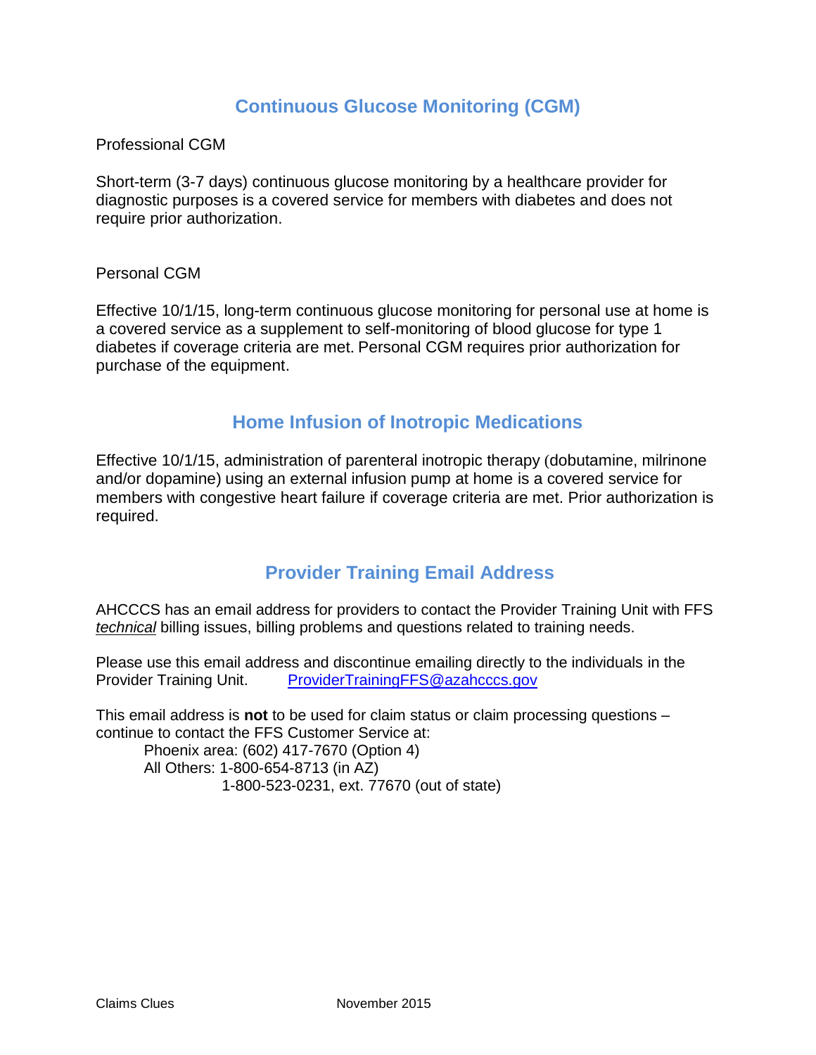## Continuous Glucose Monitoring (CGM)

Professional CGM

Short-term (3-7 days) continuous glucose monitoring by a healthcare provider for diagnostic purposes is a covered service for members with diabetes and does not require prior authorization.

Personal CGM

Effective 10/1/15, long-term continuous glucose monitoring for personal use at home is a covered service as a supplement to self-monitoring of blood glucose for type 1 diabetes if coverage criteria are met. Personal CGM requires prior authorization for purchase of the equipment.

## Home Infusion of Inotropic Medications

Effective 10/1/15, administration of parenteral inotropic therapy (dobutamine, milrinone and/or dopamine) using an external infusion pump at home is a covered service for members with congestive heart failure if coverage criteria are met. Prior authorization is required.

## Provider Training Email Address

AHCCCS has an email address for providers to contact the Provider Training Unit with FFS <u>*technical*</u> billing issues, billing problems and questions related to training needs.

Please use this email address and discontinue emailing directly to the individuals in the Provider Training Unit. [ProviderTrainingFFS@azahcccs.gov](mailto:ProviderTrainingFFS@azahcccs.gov)

This email address is **not** to be used for claim status or claim processing questions – continue to contact the FFS Customer Service at:

Phoenix area: (602) 417-7670 (Option 4)
All Others: 1-800-654-8713 (in AZ)
1-800-523-0231, ext. 77670 (out of state)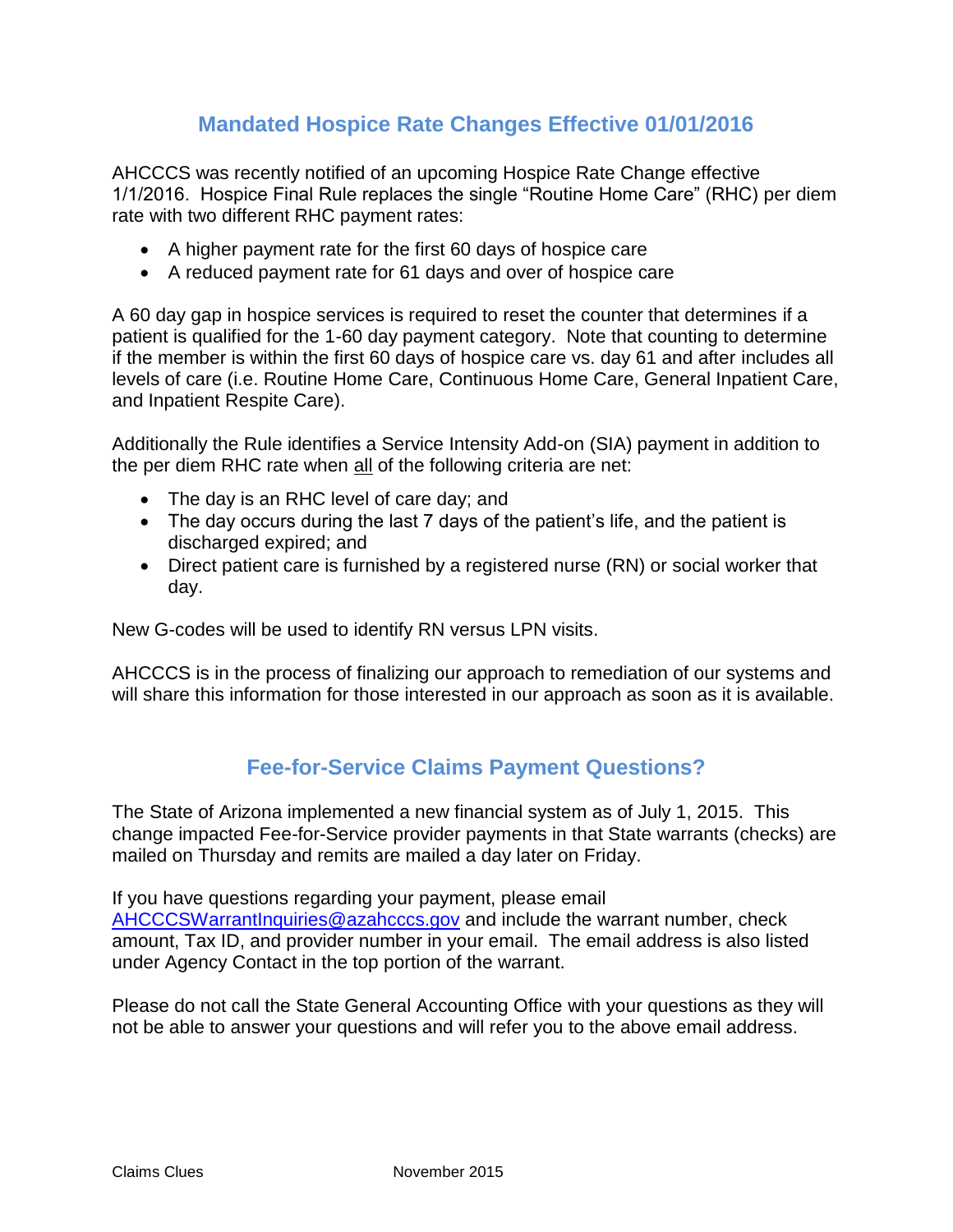## Mandated Hospice Rate Changes Effective 01/01/2016

AHCCCS was recently notified of an upcoming Hospice Rate Change effective 1/1/2016. Hospice Final Rule replaces the single "Routine Home Care" (RHC) per diem rate with two different RHC payment rates:

- A higher payment rate for the first 60 days of hospice care
- A reduced payment rate for 61 days and over of hospice care

A 60 day gap in hospice services is required to reset the counter that determines if a patient is qualified for the 1-60 day payment category. Note that counting to determine if the member is within the first 60 days of hospice care vs. day 61 and after includes all levels of care (i.e. Routine Home Care, Continuous Home Care, General Inpatient Care, and Inpatient Respite Care).

Additionally the Rule identifies a Service Intensity Add-on (SIA) payment in addition to the per diem RHC rate when <u>all</u> of the following criteria are net:

- The day is an RHC level of care day; and
- The day occurs during the last 7 days of the patient's life, and the patient is discharged expired; and
- Direct patient care is furnished by a registered nurse (RN) or social worker that day.

New G-codes will be used to identify RN versus LPN visits.

AHCCCS is in the process of finalizing our approach to remediation of our systems and will share this information for those interested in our approach as soon as it is available.

## Fee-for-Service Claims Payment Questions?

The State of Arizona implemented a new financial system as of July 1, 2015. This change impacted Fee-for-Service provider payments in that State warrants (checks) are mailed on Thursday and remits are mailed a day later on Friday.

If you have questions regarding your payment, please email [AHCCCSWarrantInquiries@azahcccs.gov](mailto:AHCCCSWarrantInquiries@azahcccs.gov) and include the warrant number, check amount, Tax ID, and provider number in your email. The email address is also listed under Agency Contact in the top portion of the warrant.

Please do not call the State General Accounting Office with your questions as they will not be able to answer your questions and will refer you to the above email address.